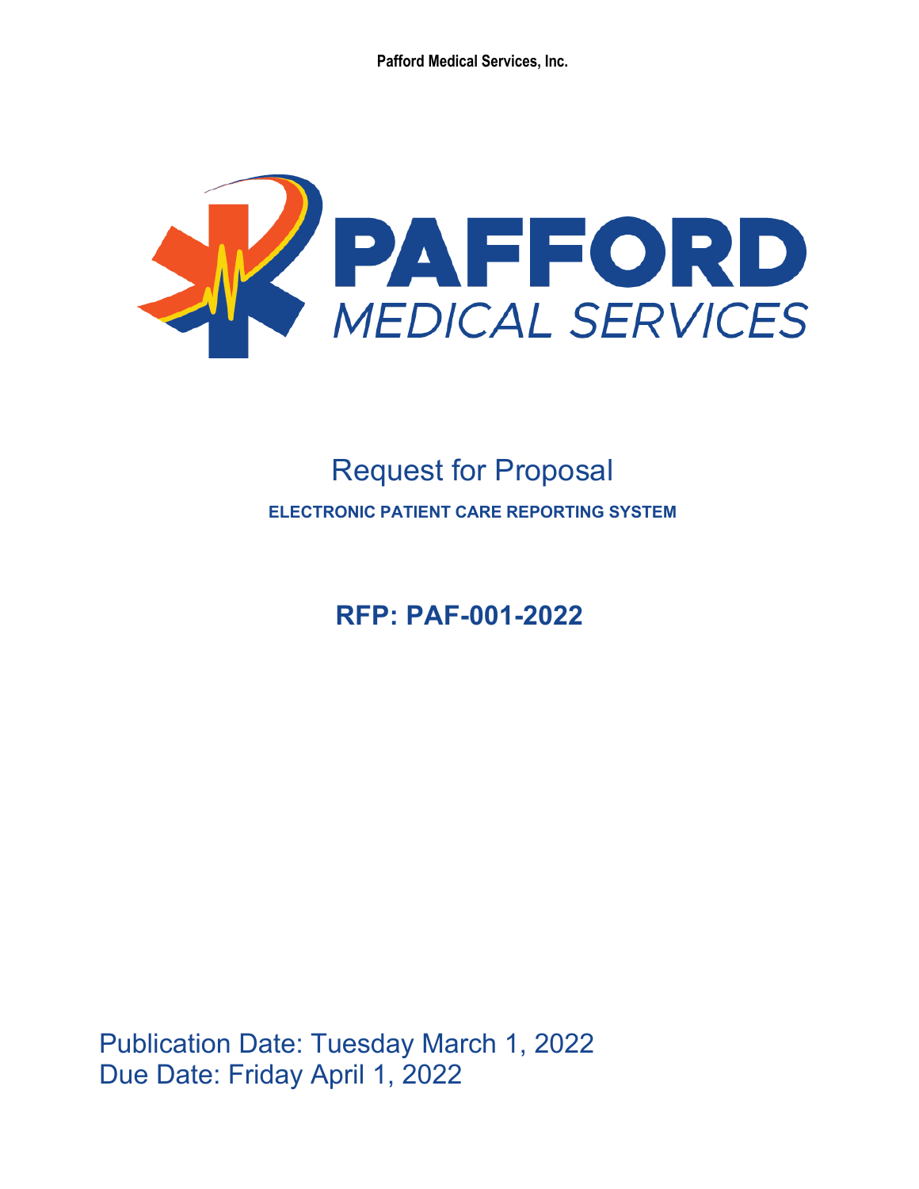Pafford Medical Services, Inc.

PAFFORD MEDICAL SERVICES

# Request for Proposal

## ELECTRONIC PATIENT CARE REPORTING SYSTEM

## RFP: PAF-001-2022

Publication Date: Tuesday March 1, 2022
Due Date: Friday April 1, 2022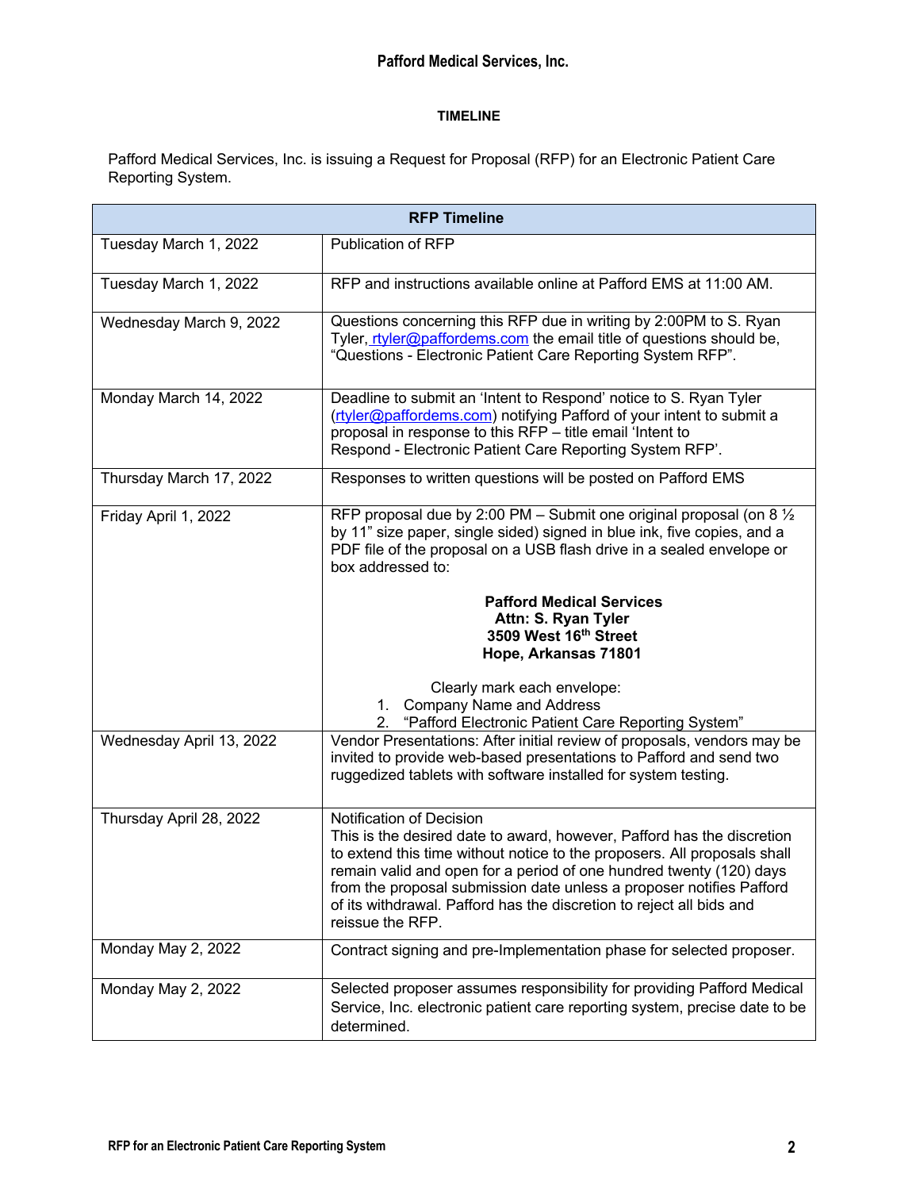## Pafford Medical Services, Inc.

### TIMELINE

Pafford Medical Services, Inc. is issuing a Request for Proposal (RFP) for an Electronic Patient Care Reporting System.

| RFP Timeline | |
|---|---|
| Tuesday March 1, 2022 | Publication of RFP |
| Tuesday March 1, 2022 | RFP and instructions available online at Pafford EMS at 11:00 AM. |
| Wednesday March 9, 2022 | Questions concerning this RFP due in writing by 2:00PM to S. Ryan Tyler, rtyler@paffordems.com the email title of questions should be, "Questions - Electronic Patient Care Reporting System RFP". |
| Monday March 14, 2022 | Deadline to submit an 'Intent to Respond' notice to S. Ryan Tyler (rtyler@paffordems.com) notifying Pafford of your intent to submit a proposal in response to this RFP – title email 'Intent to Respond - Electronic Patient Care Reporting System RFP'. |
| Thursday March 17, 2022 | Responses to written questions will be posted on Pafford EMS |
| Friday April 1, 2022 | RFP proposal due by 2:00 PM – Submit one original proposal (on 8 ½ by 11" size paper, single sided) signed in blue ink, five copies, and a PDF file of the proposal on a USB flash drive in a sealed envelope or box addressed to:<br><br>**Pafford Medical Services**<br>**Attn: S. Ryan Tyler**<br>**3509 West 16th Street**<br>**Hope, Arkansas 71801**<br><br>Clearly mark each envelope:<br>1. Company Name and Address<br>2. "Pafford Electronic Patient Care Reporting System" |
| Wednesday April 13, 2022 | Vendor Presentations: After initial review of proposals, vendors may be invited to provide web-based presentations to Pafford and send two ruggedized tablets with software installed for system testing. |
| Thursday April 28, 2022 | Notification of Decision<br>This is the desired date to award, however, Pafford has the discretion to extend this time without notice to the proposers. All proposals shall remain valid and open for a period of one hundred twenty (120) days from the proposal submission date unless a proposer notifies Pafford of its withdrawal. Pafford has the discretion to reject all bids and reissue the RFP. |
| Monday May 2, 2022 | Contract signing and pre-Implementation phase for selected proposer. |
| Monday May 2, 2022 | Selected proposer assumes responsibility for providing Pafford Medical Service, Inc. electronic patient care reporting system, precise date to be determined. |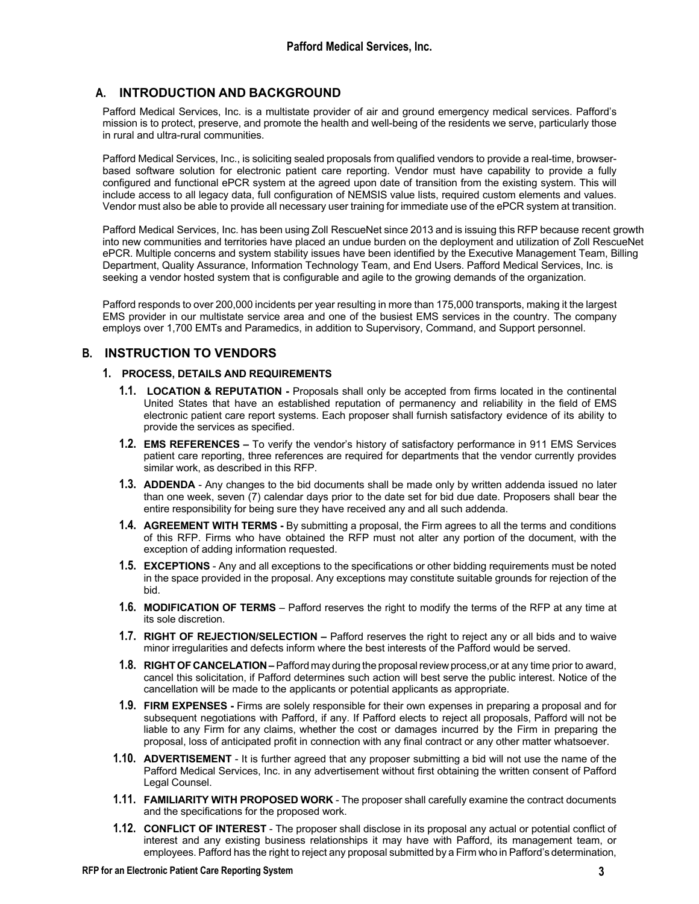## A. INTRODUCTION AND BACKGROUND

Pafford Medical Services, Inc. is a multistate provider of air and ground emergency medical services. Pafford's mission is to protect, preserve, and promote the health and well-being of the residents we serve, particularly those in rural and ultra-rural communities.

Pafford Medical Services, Inc., is soliciting sealed proposals from qualified vendors to provide a real-time, browser-based software solution for electronic patient care reporting. Vendor must have capability to provide a fully configured and functional ePCR system at the agreed upon date of transition from the existing system. This will include access to all legacy data, full configuration of NEMSIS value lists, required custom elements and values. Vendor must also be able to provide all necessary user training for immediate use of the ePCR system at transition.

Pafford Medical Services, Inc. has been using Zoll RescueNet since 2013 and is issuing this RFP because recent growth into new communities and territories have placed an undue burden on the deployment and utilization of Zoll RescueNet ePCR. Multiple concerns and system stability issues have been identified by the Executive Management Team, Billing Department, Quality Assurance, Information Technology Team, and End Users. Pafford Medical Services, Inc. is seeking a vendor hosted system that is configurable and agile to the growing demands of the organization.

Pafford responds to over 200,000 incidents per year resulting in more than 175,000 transports, making it the largest EMS provider in our multistate service area and one of the busiest EMS services in the country. The company employs over 1,700 EMTs and Paramedics, in addition to Supervisory, Command, and Support personnel.

## B. INSTRUCTION TO VENDORS

### 1. PROCESS, DETAILS AND REQUIREMENTS

**1.1. LOCATION & REPUTATION -** Proposals shall only be accepted from firms located in the continental United States that have an established reputation of permanency and reliability in the field of EMS electronic patient care report systems. Each proposer shall furnish satisfactory evidence of its ability to provide the services as specified.

**1.2. EMS REFERENCES –** To verify the vendor's history of satisfactory performance in 911 EMS Services patient care reporting, three references are required for departments that the vendor currently provides similar work, as described in this RFP.

**1.3. ADDENDA** - Any changes to the bid documents shall be made only by written addenda issued no later than one week, seven (7) calendar days prior to the date set for bid due date. Proposers shall bear the entire responsibility for being sure they have received any and all such addenda.

**1.4. AGREEMENT WITH TERMS -** By submitting a proposal, the Firm agrees to all the terms and conditions of this RFP. Firms who have obtained the RFP must not alter any portion of the document, with the exception of adding information requested.

**1.5. EXCEPTIONS** - Any and all exceptions to the specifications or other bidding requirements must be noted in the space provided in the proposal. Any exceptions may constitute suitable grounds for rejection of the bid.

**1.6. MODIFICATION OF TERMS** – Pafford reserves the right to modify the terms of the RFP at any time at its sole discretion.

**1.7. RIGHT OF REJECTION/SELECTION –** Pafford reserves the right to reject any or all bids and to waive minor irregularities and defects inform where the best interests of the Pafford would be served.

**1.8. RIGHT OF CANCELATION –** Pafford may during the proposal review process,or at any time prior to award, cancel this solicitation, if Pafford determines such action will best serve the public interest. Notice of the cancellation will be made to the applicants or potential applicants as appropriate.

**1.9. FIRM EXPENSES -** Firms are solely responsible for their own expenses in preparing a proposal and for subsequent negotiations with Pafford, if any. If Pafford elects to reject all proposals, Pafford will not be liable to any Firm for any claims, whether the cost or damages incurred by the Firm in preparing the proposal, loss of anticipated profit in connection with any final contract or any other matter whatsoever.

**1.10. ADVERTISEMENT** - It is further agreed that any proposer submitting a bid will not use the name of the Pafford Medical Services, Inc. in any advertisement without first obtaining the written consent of Pafford Legal Counsel.

**1.11. FAMILIARITY WITH PROPOSED WORK** - The proposer shall carefully examine the contract documents and the specifications for the proposed work.

**1.12. CONFLICT OF INTEREST** - The proposer shall disclose in its proposal any actual or potential conflict of interest and any existing business relationships it may have with Pafford, its management team, or employees. Pafford has the right to reject any proposal submitted by a Firm who in Pafford's determination,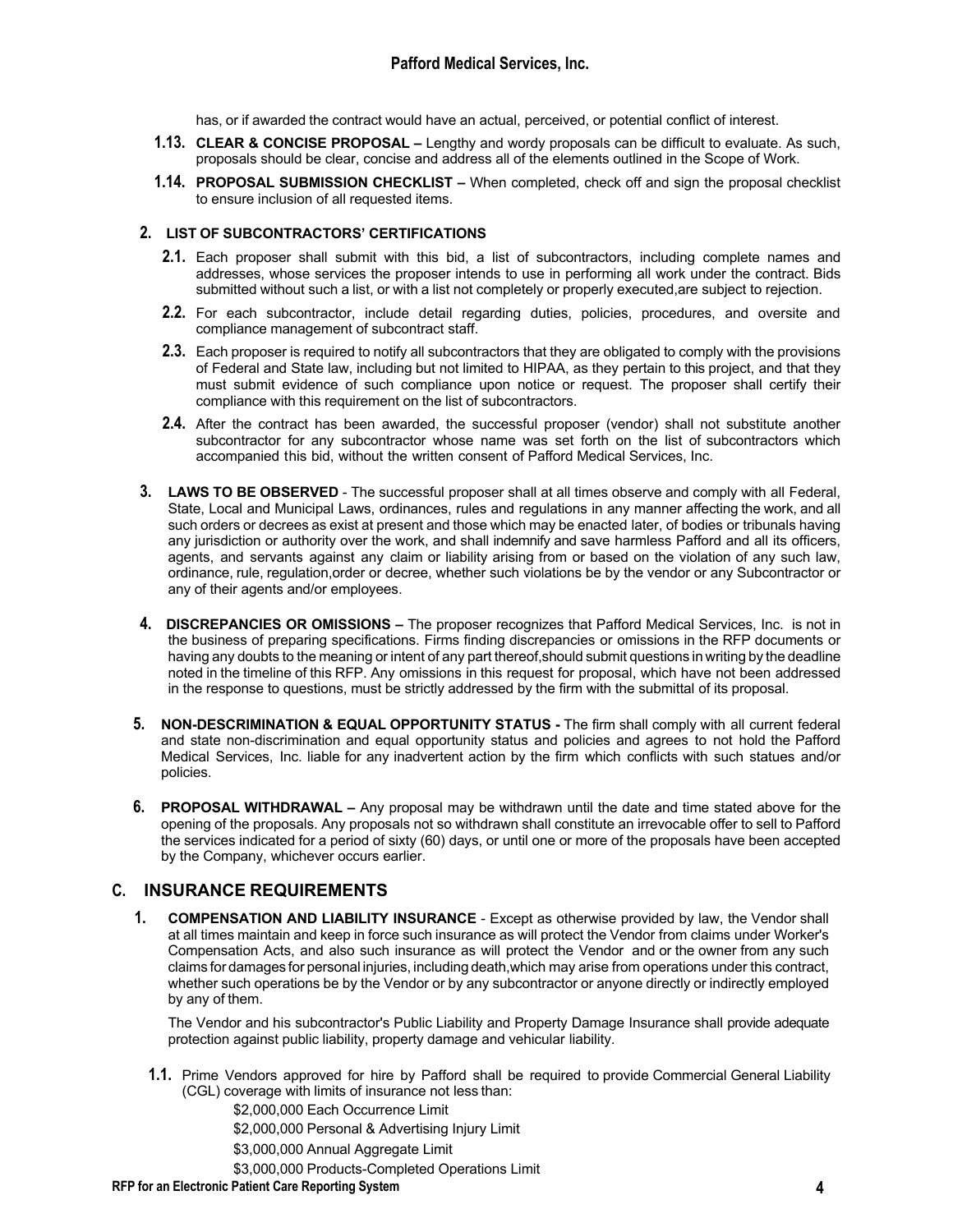has, or if awarded the contract would have an actual, perceived, or potential conflict of interest.

**1.13.** **CLEAR & CONCISE PROPOSAL –** Lengthy and wordy proposals can be difficult to evaluate. As such, proposals should be clear, concise and address all of the elements outlined in the Scope of Work.

**1.14.** **PROPOSAL SUBMISSION CHECKLIST –** When completed, check off and sign the proposal checklist to ensure inclusion of all requested items.

**2. LIST OF SUBCONTRACTORS' CERTIFICATIONS**

**2.1.** Each proposer shall submit with this bid, a list of subcontractors, including complete names and addresses, whose services the proposer intends to use in performing all work under the contract. Bids submitted without such a list, or with a list not completely or properly executed,are subject to rejection.

**2.2.** For each subcontractor, include detail regarding duties, policies, procedures, and oversite and compliance management of subcontract staff.

**2.3.** Each proposer is required to notify all subcontractors that they are obligated to comply with the provisions of Federal and State law, including but not limited to HIPAA, as they pertain to this project, and that they must submit evidence of such compliance upon notice or request. The proposer shall certify their compliance with this requirement on the list of subcontractors.

**2.4.** After the contract has been awarded, the successful proposer (vendor) shall not substitute another subcontractor for any subcontractor whose name was set forth on the list of subcontractors which accompanied this bid, without the written consent of Pafford Medical Services, Inc.

**3.** **LAWS TO BE OBSERVED** - The successful proposer shall at all times observe and comply with all Federal, State, Local and Municipal Laws, ordinances, rules and regulations in any manner affecting the work, and all such orders or decrees as exist at present and those which may be enacted later, of bodies or tribunals having any jurisdiction or authority over the work, and shall indemnify and save harmless Pafford and all its officers, agents, and servants against any claim or liability arising from or based on the violation of any such law, ordinance, rule, regulation,order or decree, whether such violations be by the vendor or any Subcontractor or any of their agents and/or employees.

**4.** **DISCREPANCIES OR OMISSIONS –** The proposer recognizes that Pafford Medical Services, Inc. is not in the business of preparing specifications. Firms finding discrepancies or omissions in the RFP documents or having any doubts to the meaning or intent of any part thereof,should submit questions in writing by the deadline noted in the timeline of this RFP. Any omissions in this request for proposal, which have not been addressed in the response to questions, must be strictly addressed by the firm with the submittal of its proposal.

**5.** **NON-DESCRIMINATION & EQUAL OPPORTUNITY STATUS -** The firm shall comply with all current federal and state non-discrimination and equal opportunity status and policies and agrees to not hold the Pafford Medical Services, Inc. liable for any inadvertent action by the firm which conflicts with such statues and/or policies.

**6.** **PROPOSAL WITHDRAWAL –** Any proposal may be withdrawn until the date and time stated above for the opening of the proposals. Any proposals not so withdrawn shall constitute an irrevocable offer to sell to Pafford the services indicated for a period of sixty (60) days, or until one or more of the proposals have been accepted by the Company, whichever occurs earlier.

## C. INSURANCE REQUIREMENTS

**1.** **COMPENSATION AND LIABILITY INSURANCE** - Except as otherwise provided by law, the Vendor shall at all times maintain and keep in force such insurance as will protect the Vendor from claims under Worker's Compensation Acts, and also such insurance as will protect the Vendor and or the owner from any such claims for damages for personal injuries, including death,which may arise from operations under this contract, whether such operations be by the Vendor or by any subcontractor or anyone directly or indirectly employed by any of them.

The Vendor and his subcontractor's Public Liability and Property Damage Insurance shall provide adequate protection against public liability, property damage and vehicular liability.

**1.1.** Prime Vendors approved for hire by Pafford shall be required to provide Commercial General Liability (CGL) coverage with limits of insurance not less than:

$2,000,000 Each Occurrence Limit

$2,000,000 Personal & Advertising Injury Limit

$3,000,000 Annual Aggregate Limit

$3,000,000 Products-Completed Operations Limit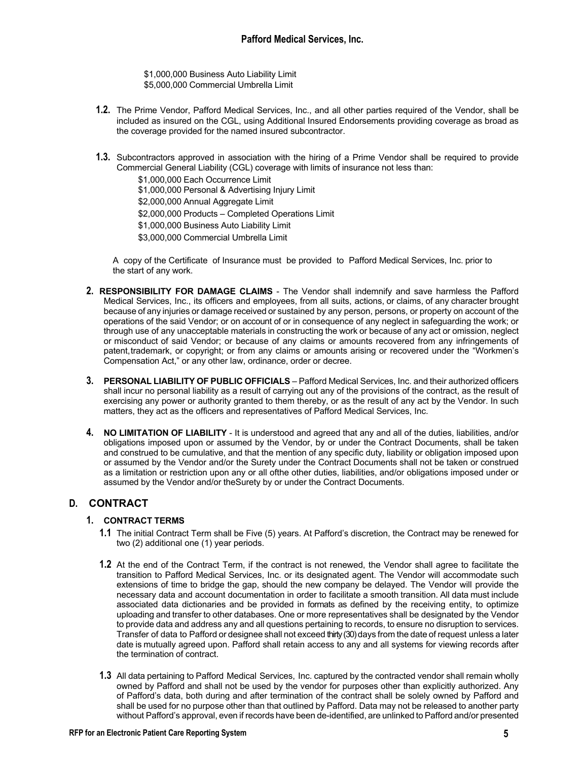$1,000,000 Business Auto Liability Limit
$5,000,000 Commercial Umbrella Limit

**1.2.** The Prime Vendor, Pafford Medical Services, Inc., and all other parties required of the Vendor, shall be included as insured on the CGL, using Additional Insured Endorsements providing coverage as broad as the coverage provided for the named insured subcontractor.

**1.3.** Subcontractors approved in association with the hiring of a Prime Vendor shall be required to provide Commercial General Liability (CGL) coverage with limits of insurance not less than:

$1,000,000 Each Occurrence Limit
$1,000,000 Personal & Advertising Injury Limit
$2,000,000 Annual Aggregate Limit
$2,000,000 Products – Completed Operations Limit
$1,000,000 Business Auto Liability Limit
$3,000,000 Commercial Umbrella Limit

A copy of the Certificate of Insurance must be provided to Pafford Medical Services, Inc. prior to the start of any work.

**2. RESPONSIBILITY FOR DAMAGE CLAIMS** - The Vendor shall indemnify and save harmless the Pafford Medical Services, Inc., its officers and employees, from all suits, actions, or claims, of any character brought because of any injuries or damage received or sustained by any person, persons, or property on account of the operations of the said Vendor; or on account of or in consequence of any neglect in safeguarding the work; or through use of any unacceptable materials in constructing the work or because of any act or omission, neglect or misconduct of said Vendor; or because of any claims or amounts recovered from any infringements of patent,trademark, or copyright; or from any claims or amounts arising or recovered under the "Workmen's Compensation Act," or any other law, ordinance, order or decree.

**3. PERSONAL LIABILITY OF PUBLIC OFFICIALS** – Pafford Medical Services, Inc. and their authorized officers shall incur no personal liability as a result of carrying out any of the provisions of the contract, as the result of exercising any power or authority granted to them thereby, or as the result of any act by the Vendor. In such matters, they act as the officers and representatives of Pafford Medical Services, Inc.

**4. NO LIMITATION OF LIABILITY** - It is understood and agreed that any and all of the duties, liabilities, and/or obligations imposed upon or assumed by the Vendor, by or under the Contract Documents, shall be taken and construed to be cumulative, and that the mention of any specific duty, liability or obligation imposed upon or assumed by the Vendor and/or the Surety under the Contract Documents shall not be taken or construed as a limitation or restriction upon any or all ofthe other duties, liabilities, and/or obligations imposed under or assumed by the Vendor and/or theSurety by or under the Contract Documents.

## D. CONTRACT

### 1. CONTRACT TERMS

**1.1** The initial Contract Term shall be Five (5) years. At Pafford's discretion, the Contract may be renewed for two (2) additional one (1) year periods.

**1.2** At the end of the Contract Term, if the contract is not renewed, the Vendor shall agree to facilitate the transition to Pafford Medical Services, Inc. or its designated agent. The Vendor will accommodate such extensions of time to bridge the gap, should the new company be delayed. The Vendor will provide the necessary data and account documentation in order to facilitate a smooth transition. All data must include associated data dictionaries and be provided in formats as defined by the receiving entity, to optimize uploading and transfer to other databases. One or more representatives shall be designated by the Vendor to provide data and address any and all questions pertaining to records, to ensure no disruption to services. Transfer of data to Pafford or designee shall not exceed thirty (30) days from the date of request unless a later date is mutually agreed upon. Pafford shall retain access to any and all systems for viewing records after the termination of contract.

**1.3** All data pertaining to Pafford Medical Services, Inc. captured by the contracted vendor shall remain wholly owned by Pafford and shall not be used by the vendor for purposes other than explicitly authorized. Any of Pafford's data, both during and after termination of the contract shall be solely owned by Pafford and shall be used for no purpose other than that outlined by Pafford. Data may not be released to another party without Pafford's approval, even if records have been de-identified, are unlinked to Pafford and/or presented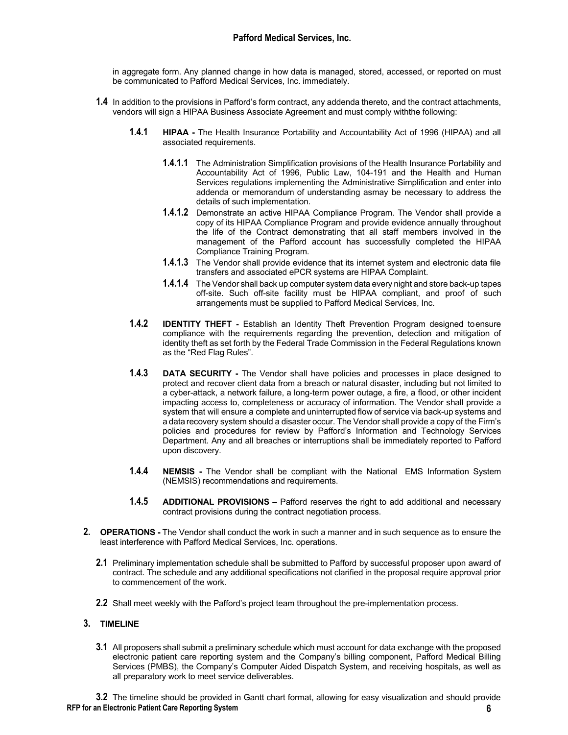in aggregate form. Any planned change in how data is managed, stored, accessed, or reported on must be communicated to Pafford Medical Services, Inc. immediately.

**1.4** In addition to the provisions in Pafford's form contract, any addenda thereto, and the contract attachments, vendors will sign a HIPAA Business Associate Agreement and must comply withthe following:

**1.4.1** **HIPAA -** The Health Insurance Portability and Accountability Act of 1996 (HIPAA) and all associated requirements.

**1.4.1.1** The Administration Simplification provisions of the Health Insurance Portability and Accountability Act of 1996, Public Law, 104-191 and the Health and Human Services regulations implementing the Administrative Simplification and enter into addenda or memorandum of understanding asmay be necessary to address the details of such implementation.

**1.4.1.2** Demonstrate an active HIPAA Compliance Program. The Vendor shall provide a copy of its HIPAA Compliance Program and provide evidence annually throughout the life of the Contract demonstrating that all staff members involved in the management of the Pafford account has successfully completed the HIPAA Compliance Training Program.

**1.4.1.3** The Vendor shall provide evidence that its internet system and electronic data file transfers and associated ePCR systems are HIPAA Complaint.

**1.4.1.4** The Vendor shall back up computer system data every night and store back-up tapes off-site. Such off-site facility must be HIPAA compliant, and proof of such arrangements must be supplied to Pafford Medical Services, Inc.

**1.4.2** **IDENTITY THEFT -** Establish an Identity Theft Prevention Program designed toensure compliance with the requirements regarding the prevention, detection and mitigation of identity theft as set forth by the Federal Trade Commission in the Federal Regulations known as the "Red Flag Rules".

**1.4.3** **DATA SECURITY -** The Vendor shall have policies and processes in place designed to protect and recover client data from a breach or natural disaster, including but not limited to a cyber-attack, a network failure, a long-term power outage, a fire, a flood, or other incident impacting access to, completeness or accuracy of information. The Vendor shall provide a system that will ensure a complete and uninterrupted flow of service via back-up systems and a data recovery system should a disaster occur. The Vendor shall provide a copy of the Firm's policies and procedures for review by Pafford's Information and Technology Services Department. Any and all breaches or interruptions shall be immediately reported to Pafford upon discovery.

**1.4.4** **NEMSIS -** The Vendor shall be compliant with the National EMS Information System (NEMSIS) recommendations and requirements.

**1.4.5** **ADDITIONAL PROVISIONS –** Pafford reserves the right to add additional and necessary contract provisions during the contract negotiation process.

**2.** **OPERATIONS -** The Vendor shall conduct the work in such a manner and in such sequence as to ensure the least interference with Pafford Medical Services, Inc. operations.

**2.1** Preliminary implementation schedule shall be submitted to Pafford by successful proposer upon award of contract. The schedule and any additional specifications not clarified in the proposal require approval prior to commencement of the work.

**2.2** Shall meet weekly with the Pafford's project team throughout the pre-implementation process.

## 3. TIMELINE

**3.1** All proposers shall submit a preliminary schedule which must account for data exchange with the proposed electronic patient care reporting system and the Company's billing component, Pafford Medical Billing Services (PMBS), the Company's Computer Aided Dispatch System, and receiving hospitals, as well as all preparatory work to meet service deliverables.

**3.2** The timeline should be provided in Gantt chart format, allowing for easy visualization and should provide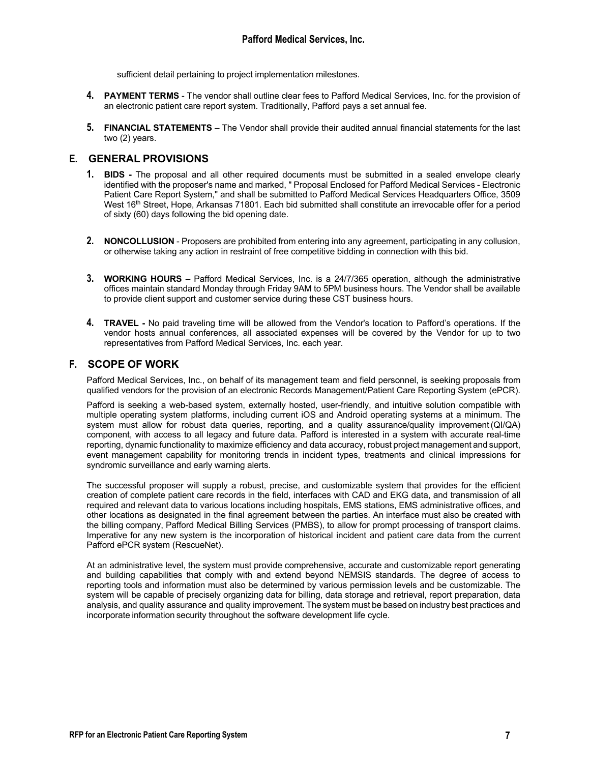sufficient detail pertaining to project implementation milestones.

4. **PAYMENT TERMS** - The vendor shall outline clear fees to Pafford Medical Services, Inc. for the provision of an electronic patient care report system. Traditionally, Pafford pays a set annual fee.

5. **FINANCIAL STATEMENTS** – The Vendor shall provide their audited annual financial statements for the last two (2) years.

## E. GENERAL PROVISIONS

1. **BIDS -** The proposal and all other required documents must be submitted in a sealed envelope clearly identified with the proposer's name and marked, " Proposal Enclosed for Pafford Medical Services - Electronic Patient Care Report System," and shall be submitted to Pafford Medical Services Headquarters Office, 3509 West 16th Street, Hope, Arkansas 71801. Each bid submitted shall constitute an irrevocable offer for a period of sixty (60) days following the bid opening date.

2. **NONCOLLUSION** - Proposers are prohibited from entering into any agreement, participating in any collusion, or otherwise taking any action in restraint of free competitive bidding in connection with this bid.

3. **WORKING HOURS** – Pafford Medical Services, Inc. is a 24/7/365 operation, although the administrative offices maintain standard Monday through Friday 9AM to 5PM business hours. The Vendor shall be available to provide client support and customer service during these CST business hours.

4. **TRAVEL -** No paid traveling time will be allowed from the Vendor's location to Pafford's operations. If the vendor hosts annual conferences, all associated expenses will be covered by the Vendor for up to two representatives from Pafford Medical Services, Inc. each year.

## F. SCOPE OF WORK

Pafford Medical Services, Inc., on behalf of its management team and field personnel, is seeking proposals from qualified vendors for the provision of an electronic Records Management/Patient Care Reporting System (ePCR).

Pafford is seeking a web-based system, externally hosted, user-friendly, and intuitive solution compatible with multiple operating system platforms, including current iOS and Android operating systems at a minimum. The system must allow for robust data queries, reporting, and a quality assurance/quality improvement (QI/QA) component, with access to all legacy and future data. Pafford is interested in a system with accurate real-time reporting, dynamic functionality to maximize efficiency and data accuracy, robust project management and support, event management capability for monitoring trends in incident types, treatments and clinical impressions for syndromic surveillance and early warning alerts.

The successful proposer will supply a robust, precise, and customizable system that provides for the efficient creation of complete patient care records in the field, interfaces with CAD and EKG data, and transmission of all required and relevant data to various locations including hospitals, EMS stations, EMS administrative offices, and other locations as designated in the final agreement between the parties. An interface must also be created with the billing company, Pafford Medical Billing Services (PMBS), to allow for prompt processing of transport claims. Imperative for any new system is the incorporation of historical incident and patient care data from the current Pafford ePCR system (RescueNet).

At an administrative level, the system must provide comprehensive, accurate and customizable report generating and building capabilities that comply with and extend beyond NEMSIS standards. The degree of access to reporting tools and information must also be determined by various permission levels and be customizable. The system will be capable of precisely organizing data for billing, data storage and retrieval, report preparation, data analysis, and quality assurance and quality improvement. The system must be based on industry best practices and incorporate information security throughout the software development life cycle.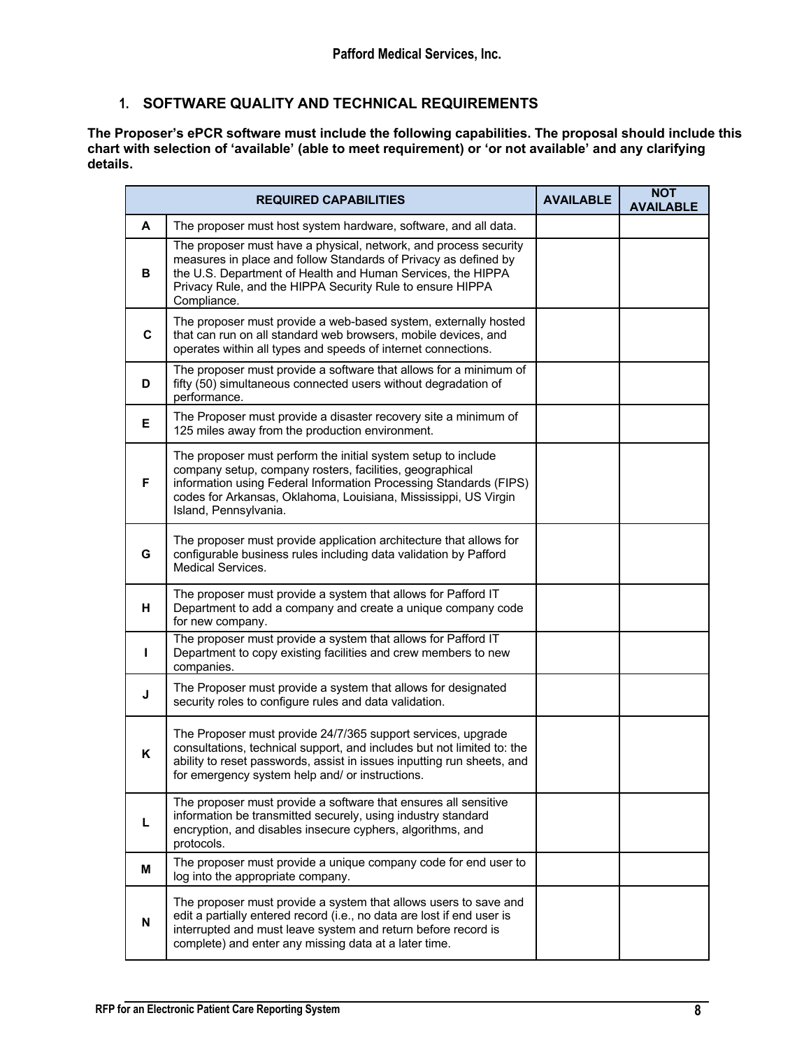### 1. SOFTWARE QUALITY AND TECHNICAL REQUIREMENTS

**The Proposer's ePCR software must include the following capabilities. The proposal should include this chart with selection of 'available' (able to meet requirement) or 'or not available' and any clarifying details.**

| | REQUIRED CAPABILITIES | AVAILABLE | NOT AVAILABLE |
|---|---|---|---|
| **A** | The proposer must host system hardware, software, and all data. | | |
| **B** | The proposer must have a physical, network, and process security measures in place and follow Standards of Privacy as defined by the U.S. Department of Health and Human Services, the HIPPA Privacy Rule, and the HIPPA Security Rule to ensure HIPPA Compliance. | | |
| **C** | The proposer must provide a web-based system, externally hosted that can run on all standard web browsers, mobile devices, and operates within all types and speeds of internet connections. | | |
| **D** | The proposer must provide a software that allows for a minimum of fifty (50) simultaneous connected users without degradation of performance. | | |
| **E** | The Proposer must provide a disaster recovery site a minimum of 125 miles away from the production environment. | | |
| **F** | The proposer must perform the initial system setup to include company setup, company rosters, facilities, geographical information using Federal Information Processing Standards (FIPS) codes for Arkansas, Oklahoma, Louisiana, Mississippi, US Virgin Island, Pennsylvania. | | |
| **G** | The proposer must provide application architecture that allows for configurable business rules including data validation by Pafford Medical Services. | | |
| **H** | The proposer must provide a system that allows for Pafford IT Department to add a company and create a unique company code for new company. | | |
| **I** | The proposer must provide a system that allows for Pafford IT Department to copy existing facilities and crew members to new companies. | | |
| **J** | The Proposer must provide a system that allows for designated security roles to configure rules and data validation. | | |
| **K** | The Proposer must provide 24/7/365 support services, upgrade consultations, technical support, and includes but not limited to: the ability to reset passwords, assist in issues inputting run sheets, and for emergency system help and/ or instructions. | | |
| **L** | The proposer must provide a software that ensures all sensitive information be transmitted securely, using industry standard encryption, and disables insecure cyphers, algorithms, and protocols. | | |
| **M** | The proposer must provide a unique company code for end user to log into the appropriate company. | | |
| **N** | The proposer must provide a system that allows users to save and edit a partially entered record (i.e., no data are lost if end user is interrupted and must leave system and return before record is complete) and enter any missing data at a later time. | | |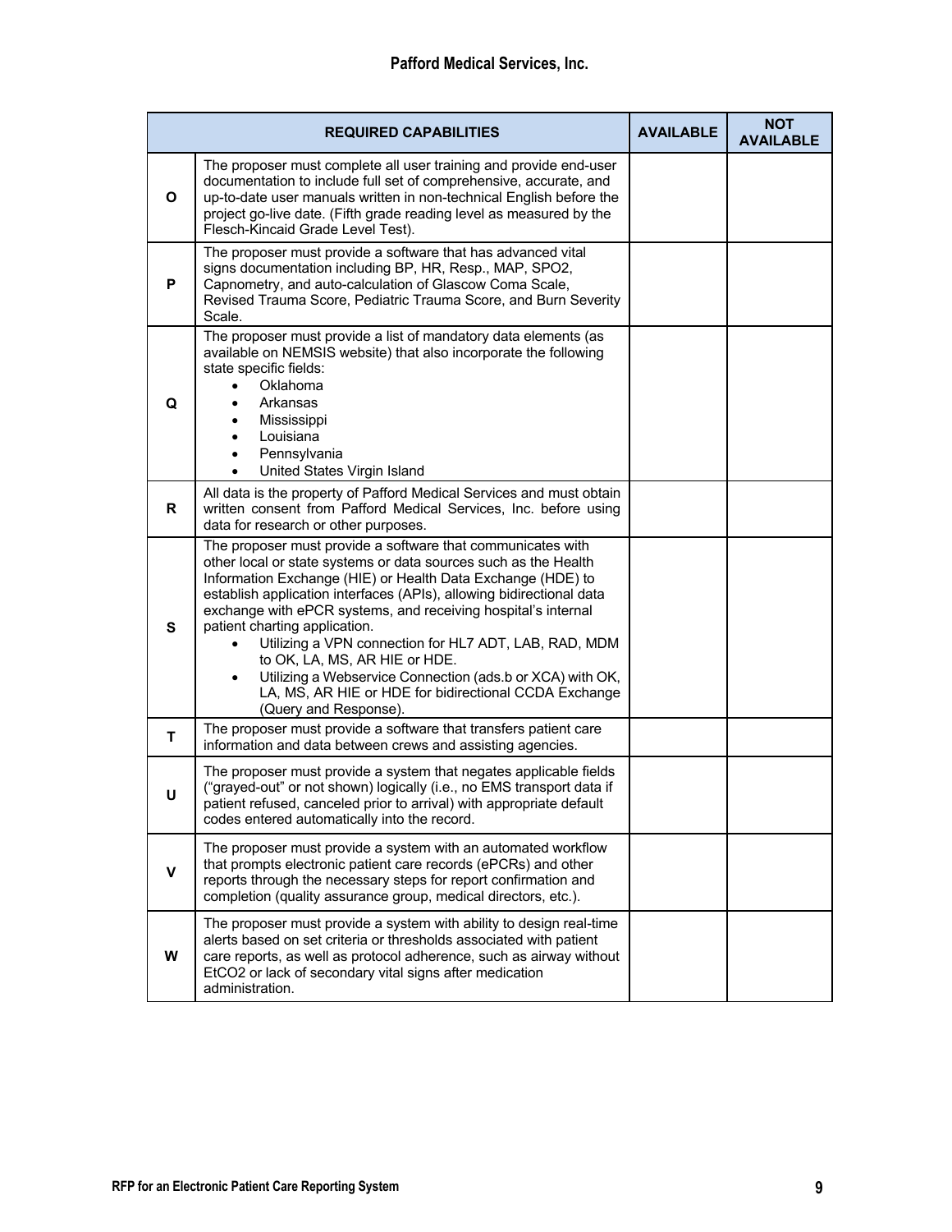| REQUIRED CAPABILITIES | | AVAILABLE | NOT AVAILABLE |
|---|---|---|---|
| **O** | The proposer must complete all user training and provide end-user documentation to include full set of comprehensive, accurate, and up-to-date user manuals written in non-technical English before the project go-live date. (Fifth grade reading level as measured by the Flesch-Kincaid Grade Level Test). | | |
| **P** | The proposer must provide a software that has advanced vital signs documentation including BP, HR, Resp., MAP, SPO2, Capnometry, and auto-calculation of Glascow Coma Scale, Revised Trauma Score, Pediatric Trauma Score, and Burn Severity Scale. | | |
| **Q** | The proposer must provide a list of mandatory data elements (as available on NEMSIS website) that also incorporate the following state specific fields: <br>• Oklahoma <br>• Arkansas <br>• Mississippi <br>• Louisiana <br>• Pennsylvania <br>• United States Virgin Island | | |
| **R** | All data is the property of Pafford Medical Services and must obtain written consent from Pafford Medical Services, Inc. before using data for research or other purposes. | | |
| **S** | The proposer must provide a software that communicates with other local or state systems or data sources such as the Health Information Exchange (HIE) or Health Data Exchange (HDE) to establish application interfaces (APIs), allowing bidirectional data exchange with ePCR systems, and receiving hospital's internal patient charting application. <br>• Utilizing a VPN connection for HL7 ADT, LAB, RAD, MDM to OK, LA, MS, AR HIE or HDE. <br>• Utilizing a Webservice Connection (ads.b or XCA) with OK, LA, MS, AR HIE or HDE for bidirectional CCDA Exchange (Query and Response). | | |
| **T** | The proposer must provide a software that transfers patient care information and data between crews and assisting agencies. | | |
| **U** | The proposer must provide a system that negates applicable fields ("grayed-out" or not shown) logically (i.e., no EMS transport data if patient refused, canceled prior to arrival) with appropriate default codes entered automatically into the record. | | |
| **V** | The proposer must provide a system with an automated workflow that prompts electronic patient care records (ePCRs) and other reports through the necessary steps for report confirmation and completion (quality assurance group, medical directors, etc.). | | |
| **W** | The proposer must provide a system with ability to design real-time alerts based on set criteria or thresholds associated with patient care reports, as well as protocol adherence, such as airway without EtCO2 or lack of secondary vital signs after medication administration. | | |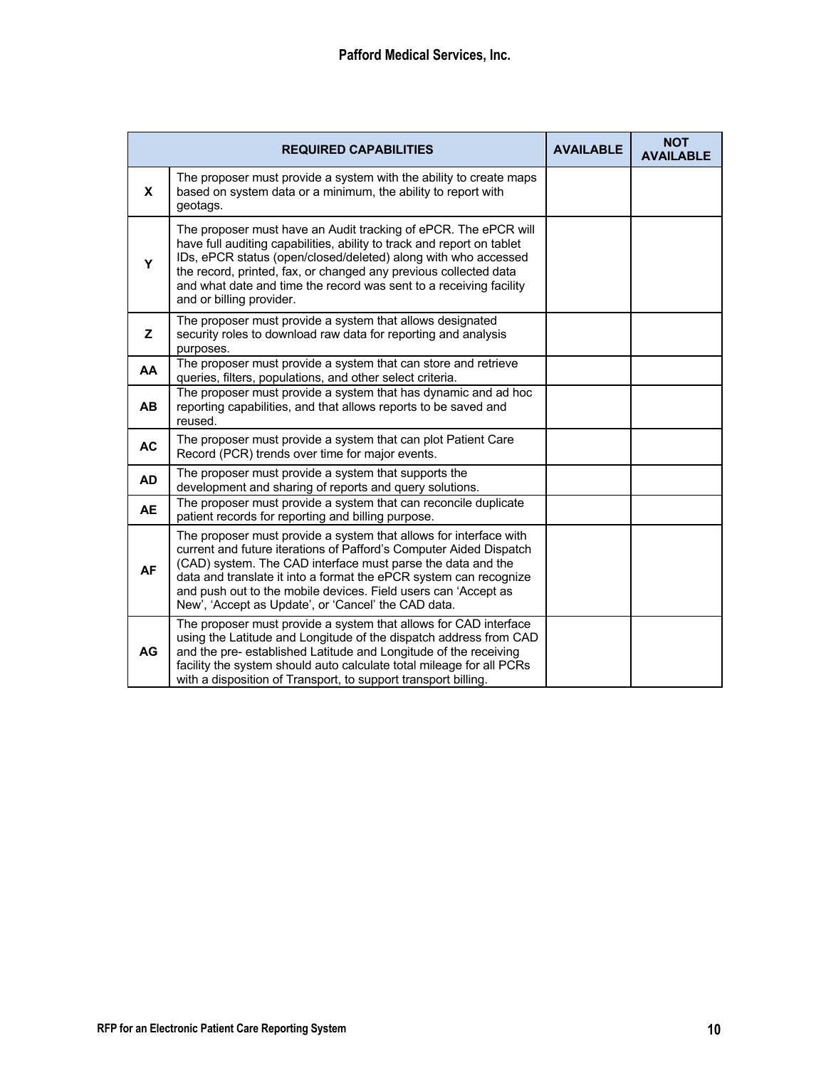| | REQUIRED CAPABILITIES | AVAILABLE | NOT AVAILABLE |
|---|---|---|---|
| **X** | The proposer must provide a system with the ability to create maps based on system data or a minimum, the ability to report with geotags. | | |
| **Y** | The proposer must have an Audit tracking of ePCR. The ePCR will have full auditing capabilities, ability to track and report on tablet IDs, ePCR status (open/closed/deleted) along with who accessed the record, printed, fax, or changed any previous collected data and what date and time the record was sent to a receiving facility and or billing provider. | | |
| **Z** | The proposer must provide a system that allows designated security roles to download raw data for reporting and analysis purposes. | | |
| **AA** | The proposer must provide a system that can store and retrieve queries, filters, populations, and other select criteria. | | |
| **AB** | The proposer must provide a system that has dynamic and ad hoc reporting capabilities, and that allows reports to be saved and reused. | | |
| **AC** | The proposer must provide a system that can plot Patient Care Record (PCR) trends over time for major events. | | |
| **AD** | The proposer must provide a system that supports the development and sharing of reports and query solutions. | | |
| **AE** | The proposer must provide a system that can reconcile duplicate patient records for reporting and billing purpose. | | |
| **AF** | The proposer must provide a system that allows for interface with current and future iterations of Pafford's Computer Aided Dispatch (CAD) system. The CAD interface must parse the data and the data and translate it into a format the ePCR system can recognize and push out to the mobile devices. Field users can 'Accept as New', 'Accept as Update', or 'Cancel' the CAD data. | | |
| **AG** | The proposer must provide a system that allows for CAD interface using the Latitude and Longitude of the dispatch address from CAD and the pre- established Latitude and Longitude of the receiving facility the system should auto calculate total mileage for all PCRs with a disposition of Transport, to support transport billing. | | |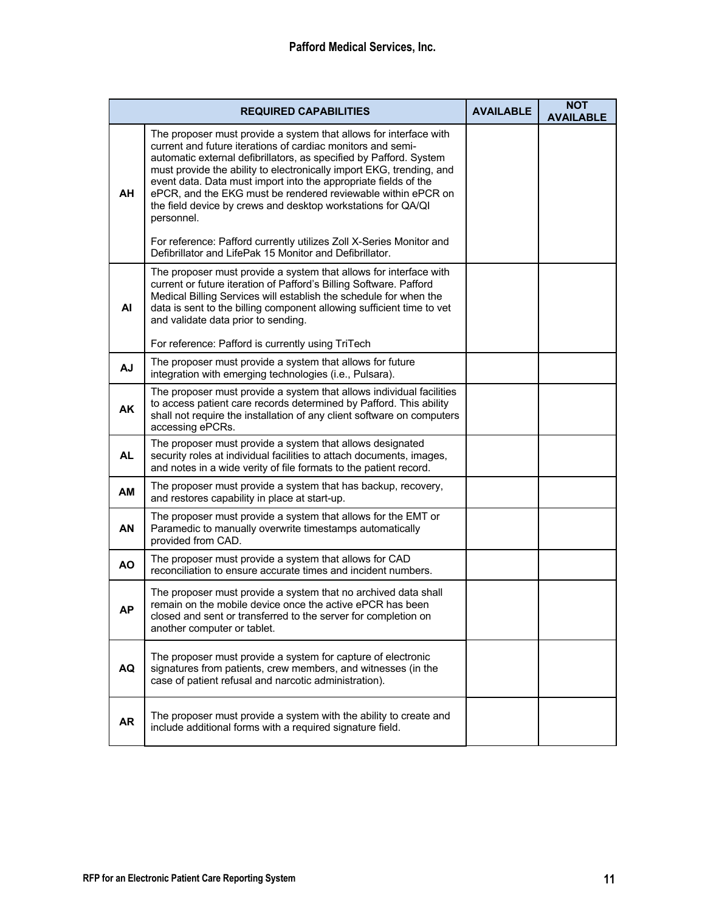| | REQUIRED CAPABILITIES | AVAILABLE | NOT AVAILABLE |
|---|---|---|---|
| AH | The proposer must provide a system that allows for interface with current and future iterations of cardiac monitors and semi-automatic external defibrillators, as specified by Pafford. System must provide the ability to electronically import EKG, trending, and event data. Data must import into the appropriate fields of the ePCR, and the EKG must be rendered reviewable within ePCR on the field device by crews and desktop workstations for QA/QI personnel.<br><br>For reference: Pafford currently utilizes Zoll X-Series Monitor and Defibrillator and LifePak 15 Monitor and Defibrillator. | | |
| AI | The proposer must provide a system that allows for interface with current or future iteration of Pafford's Billing Software. Pafford Medical Billing Services will establish the schedule for when the data is sent to the billing component allowing sufficient time to vet and validate data prior to sending.<br><br>For reference: Pafford is currently using TriTech | | |
| AJ | The proposer must provide a system that allows for future integration with emerging technologies (i.e., Pulsara). | | |
| AK | The proposer must provide a system that allows individual facilities to access patient care records determined by Pafford. This ability shall not require the installation of any client software on computers accessing ePCRs. | | |
| AL | The proposer must provide a system that allows designated security roles at individual facilities to attach documents, images, and notes in a wide verity of file formats to the patient record. | | |
| AM | The proposer must provide a system that has backup, recovery, and restores capability in place at start-up. | | |
| AN | The proposer must provide a system that allows for the EMT or Paramedic to manually overwrite timestamps automatically provided from CAD. | | |
| AO | The proposer must provide a system that allows for CAD reconciliation to ensure accurate times and incident numbers. | | |
| AP | The proposer must provide a system that no archived data shall remain on the mobile device once the active ePCR has been closed and sent or transferred to the server for completion on another computer or tablet. | | |
| AQ | The proposer must provide a system for capture of electronic signatures from patients, crew members, and witnesses (in the case of patient refusal and narcotic administration). | | |
| AR | The proposer must provide a system with the ability to create and include additional forms with a required signature field. | | |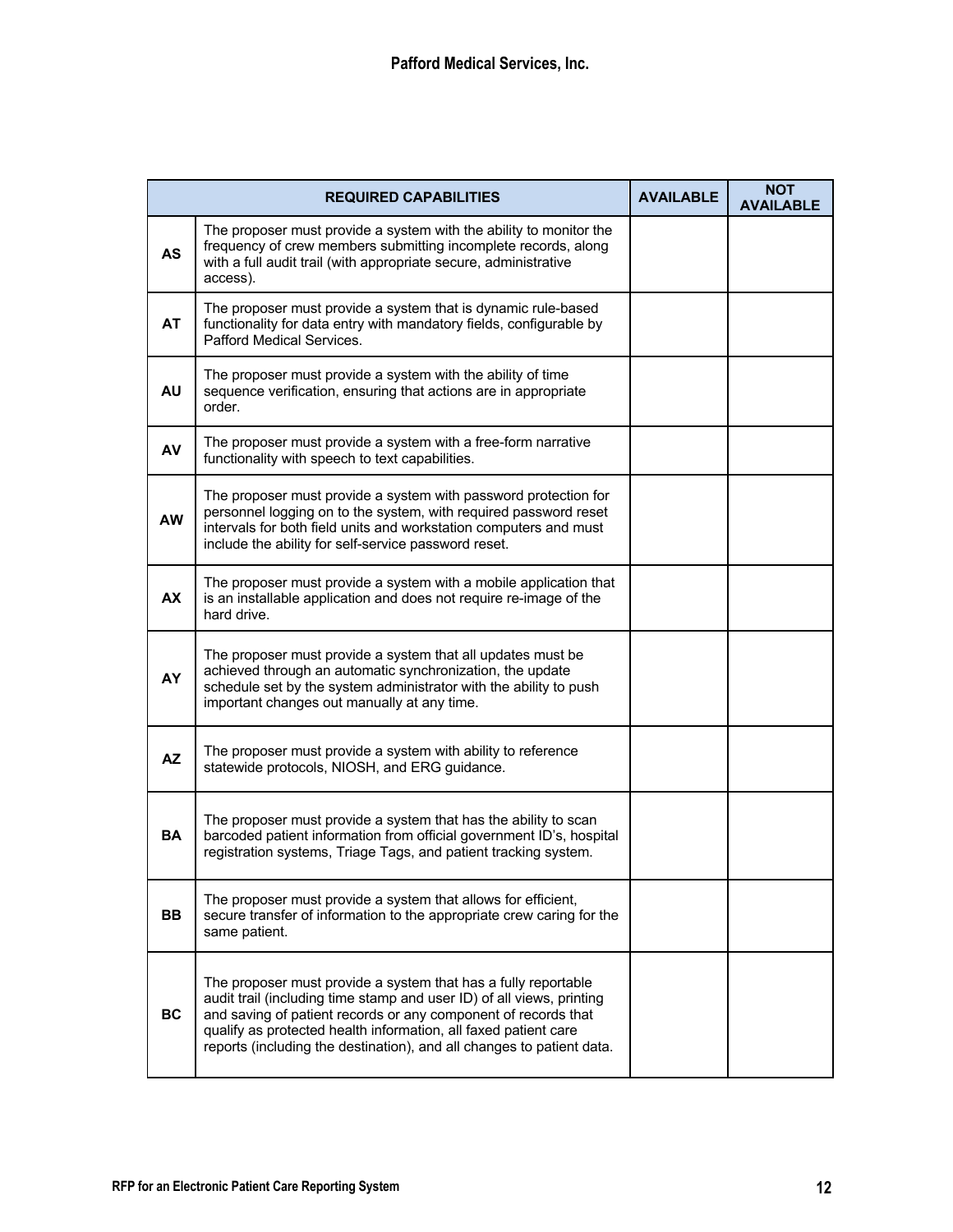| | REQUIRED CAPABILITIES | AVAILABLE | NOT AVAILABLE |
|---|---|---|---|
| **AS** | The proposer must provide a system with the ability to monitor the frequency of crew members submitting incomplete records, along with a full audit trail (with appropriate secure, administrative access). | | |
| **AT** | The proposer must provide a system that is dynamic rule-based functionality for data entry with mandatory fields, configurable by Pafford Medical Services. | | |
| **AU** | The proposer must provide a system with the ability of time sequence verification, ensuring that actions are in appropriate order. | | |
| **AV** | The proposer must provide a system with a free-form narrative functionality with speech to text capabilities. | | |
| **AW** | The proposer must provide a system with password protection for personnel logging on to the system, with required password reset intervals for both field units and workstation computers and must include the ability for self-service password reset. | | |
| **AX** | The proposer must provide a system with a mobile application that is an installable application and does not require re-image of the hard drive. | | |
| **AY** | The proposer must provide a system that all updates must be achieved through an automatic synchronization, the update schedule set by the system administrator with the ability to push important changes out manually at any time. | | |
| **AZ** | The proposer must provide a system with ability to reference statewide protocols, NIOSH, and ERG guidance. | | |
| **BA** | The proposer must provide a system that has the ability to scan barcoded patient information from official government ID's, hospital registration systems, Triage Tags, and patient tracking system. | | |
| **BB** | The proposer must provide a system that allows for efficient, secure transfer of information to the appropriate crew caring for the same patient. | | |
| **BC** | The proposer must provide a system that has a fully reportable audit trail (including time stamp and user ID) of all views, printing and saving of patient records or any component of records that qualify as protected health information, all faxed patient care reports (including the destination), and all changes to patient data. | | |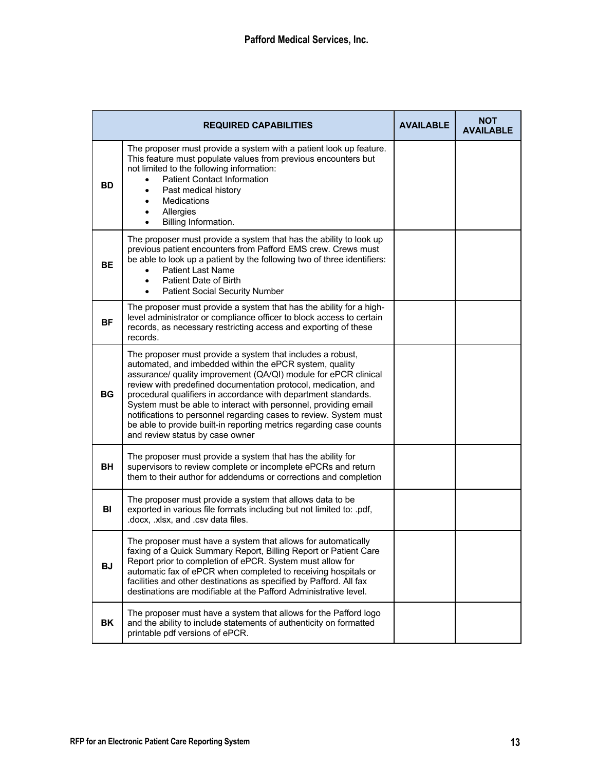| | REQUIRED CAPABILITIES | AVAILABLE | NOT AVAILABLE |
|---|---|---|---|
| **BD** | The proposer must provide a system with a patient look up feature. This feature must populate values from previous encounters but not limited to the following information:<br>• Patient Contact Information<br>• Past medical history<br>• Medications<br>• Allergies<br>• Billing Information. | | |
| **BE** | The proposer must provide a system that has the ability to look up previous patient encounters from Pafford EMS crew. Crews must be able to look up a patient by the following two of three identifiers:<br>• Patient Last Name<br>• Patient Date of Birth<br>• Patient Social Security Number | | |
| **BF** | The proposer must provide a system that has the ability for a high-level administrator or compliance officer to block access to certain records, as necessary restricting access and exporting of these records. | | |
| **BG** | The proposer must provide a system that includes a robust, automated, and imbedded within the ePCR system, quality assurance/ quality improvement (QA/QI) module for ePCR clinical review with predefined documentation protocol, medication, and procedural qualifiers in accordance with department standards. System must be able to interact with personnel, providing email notifications to personnel regarding cases to review. System must be able to provide built-in reporting metrics regarding case counts and review status by case owner | | |
| **BH** | The proposer must provide a system that has the ability for supervisors to review complete or incomplete ePCRs and return them to their author for addendums or corrections and completion | | |
| **BI** | The proposer must provide a system that allows data to be exported in various file formats including but not limited to: .pdf, .docx, .xlsx, and .csv data files. | | |
| **BJ** | The proposer must have a system that allows for automatically faxing of a Quick Summary Report, Billing Report or Patient Care Report prior to completion of ePCR. System must allow for automatic fax of ePCR when completed to receiving hospitals or facilities and other destinations as specified by Pafford. All fax destinations are modifiable at the Pafford Administrative level. | | |
| **BK** | The proposer must have a system that allows for the Pafford logo and the ability to include statements of authenticity on formatted printable pdf versions of ePCR. | | |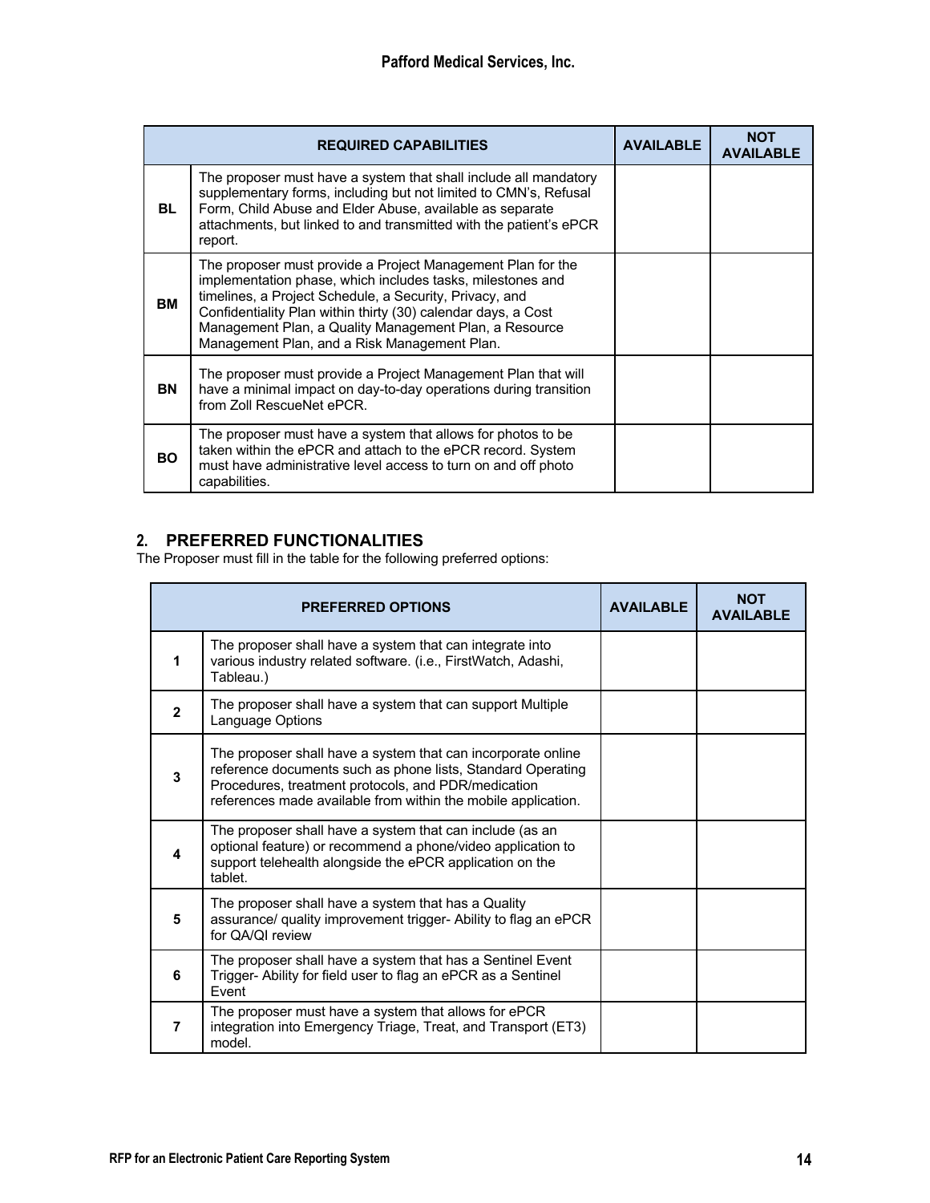| | REQUIRED CAPABILITIES | AVAILABLE | NOT AVAILABLE |
|---|---|---|---|
| BL | The proposer must have a system that shall include all mandatory supplementary forms, including but not limited to CMN's, Refusal Form, Child Abuse and Elder Abuse, available as separate attachments, but linked to and transmitted with the patient's ePCR report. | | |
| BM | The proposer must provide a Project Management Plan for the implementation phase, which includes tasks, milestones and timelines, a Project Schedule, a Security, Privacy, and Confidentiality Plan within thirty (30) calendar days, a Cost Management Plan, a Quality Management Plan, a Resource Management Plan, and a Risk Management Plan. | | |
| BN | The proposer must provide a Project Management Plan that will have a minimal impact on day-to-day operations during transition from Zoll RescueNet ePCR. | | |
| BO | The proposer must have a system that allows for photos to be taken within the ePCR and attach to the ePCR record. System must have administrative level access to turn on and off photo capabilities. | | |

## 2. PREFERRED FUNCTIONALITIES

The Proposer must fill in the table for the following preferred options:

| | PREFERRED OPTIONS | AVAILABLE | NOT AVAILABLE |
|---|---|---|---|
| 1 | The proposer shall have a system that can integrate into various industry related software. (i.e., FirstWatch, Adashi, Tableau.) | | |
| 2 | The proposer shall have a system that can support Multiple Language Options | | |
| 3 | The proposer shall have a system that can incorporate online reference documents such as phone lists, Standard Operating Procedures, treatment protocols, and PDR/medication references made available from within the mobile application. | | |
| 4 | The proposer shall have a system that can include (as an optional feature) or recommend a phone/video application to support telehealth alongside the ePCR application on the tablet. | | |
| 5 | The proposer shall have a system that has a Quality assurance/ quality improvement trigger- Ability to flag an ePCR for QA/QI review | | |
| 6 | The proposer shall have a system that has a Sentinel Event Trigger- Ability for field user to flag an ePCR as a Sentinel Event | | |
| 7 | The proposer must have a system that allows for ePCR integration into Emergency Triage, Treat, and Transport (ET3) model. | | |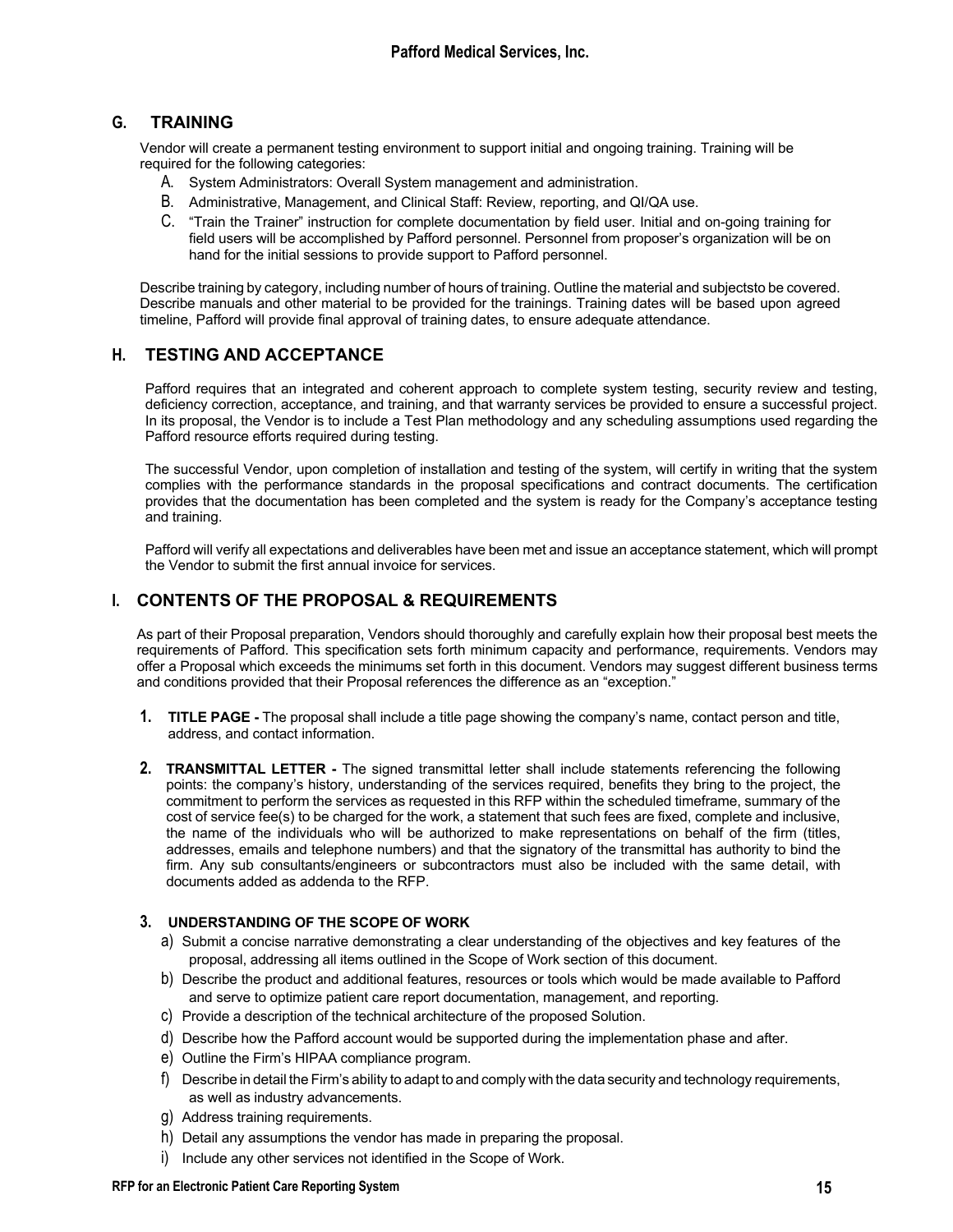## G. TRAINING

Vendor will create a permanent testing environment to support initial and ongoing training. Training will be required for the following categories:

A. System Administrators: Overall System management and administration.

B. Administrative, Management, and Clinical Staff: Review, reporting, and QI/QA use.

C. “Train the Trainer” instruction for complete documentation by field user. Initial and on-going training for field users will be accomplished by Pafford personnel. Personnel from proposer’s organization will be on hand for the initial sessions to provide support to Pafford personnel.

Describe training by category, including number of hours of training. Outline the material and subjectsto be covered. Describe manuals and other material to be provided for the trainings. Training dates will be based upon agreed timeline, Pafford will provide final approval of training dates, to ensure adequate attendance.

## H. TESTING AND ACCEPTANCE

Pafford requires that an integrated and coherent approach to complete system testing, security review and testing, deficiency correction, acceptance, and training, and that warranty services be provided to ensure a successful project. In its proposal, the Vendor is to include a Test Plan methodology and any scheduling assumptions used regarding the Pafford resource efforts required during testing.

The successful Vendor, upon completion of installation and testing of the system, will certify in writing that the system complies with the performance standards in the proposal specifications and contract documents. The certification provides that the documentation has been completed and the system is ready for the Company’s acceptance testing and training.

Pafford will verify all expectations and deliverables have been met and issue an acceptance statement, which will prompt the Vendor to submit the first annual invoice for services.

## I. CONTENTS OF THE PROPOSAL & REQUIREMENTS

As part of their Proposal preparation, Vendors should thoroughly and carefully explain how their proposal best meets the requirements of Pafford. This specification sets forth minimum capacity and performance, requirements. Vendors may offer a Proposal which exceeds the minimums set forth in this document. Vendors may suggest different business terms and conditions provided that their Proposal references the difference as an “exception.”

1. **TITLE PAGE -** The proposal shall include a title page showing the company’s name, contact person and title, address, and contact information.

2. **TRANSMITTAL LETTER -** The signed transmittal letter shall include statements referencing the following points: the company’s history, understanding of the services required, benefits they bring to the project, the commitment to perform the services as requested in this RFP within the scheduled timeframe, summary of the cost of service fee(s) to be charged for the work, a statement that such fees are fixed, complete and inclusive, the name of the individuals who will be authorized to make representations on behalf of the firm (titles, addresses, emails and telephone numbers) and that the signatory of the transmittal has authority to bind the firm. Any sub consultants/engineers or subcontractors must also be included with the same detail, with documents added as addenda to the RFP.

3. **UNDERSTANDING OF THE SCOPE OF WORK**

   a) Submit a concise narrative demonstrating a clear understanding of the objectives and key features of the proposal, addressing all items outlined in the Scope of Work section of this document.

   b) Describe the product and additional features, resources or tools which would be made available to Pafford and serve to optimize patient care report documentation, management, and reporting.

   c) Provide a description of the technical architecture of the proposed Solution.

   d) Describe how the Pafford account would be supported during the implementation phase and after.

   e) Outline the Firm’s HIPAA compliance program.

   f) Describe in detail the Firm’s ability to adapt to and comply with the data security and technology requirements, as well as industry advancements.

   g) Address training requirements.

   h) Detail any assumptions the vendor has made in preparing the proposal.

   i) Include any other services not identified in the Scope of Work.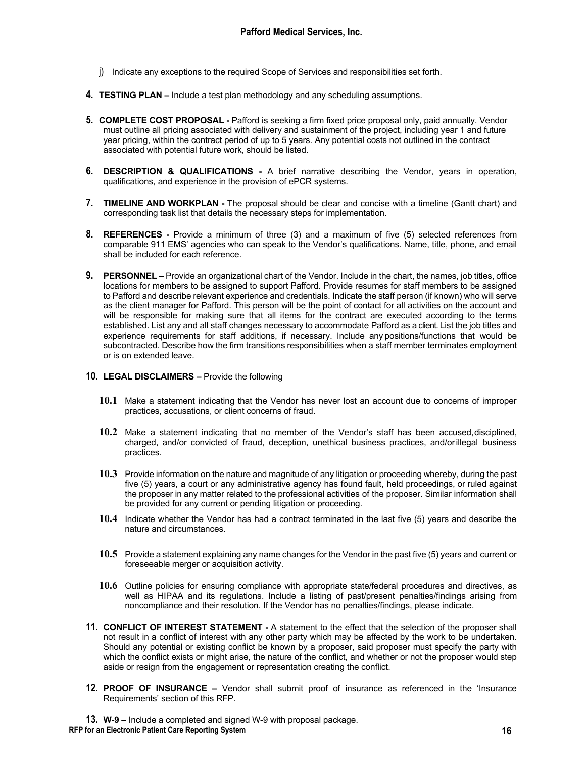j) Indicate any exceptions to the required Scope of Services and responsibilities set forth.

4. **TESTING PLAN –** Include a test plan methodology and any scheduling assumptions.

5. **COMPLETE COST PROPOSAL -** Pafford is seeking a firm fixed price proposal only, paid annually. Vendor must outline all pricing associated with delivery and sustainment of the project, including year 1 and future year pricing, within the contract period of up to 5 years. Any potential costs not outlined in the contract associated with potential future work, should be listed.

6. **DESCRIPTION & QUALIFICATIONS -** A brief narrative describing the Vendor, years in operation, qualifications, and experience in the provision of ePCR systems.

7. **TIMELINE AND WORKPLAN -** The proposal should be clear and concise with a timeline (Gantt chart) and corresponding task list that details the necessary steps for implementation.

8. **REFERENCES -** Provide a minimum of three (3) and a maximum of five (5) selected references from comparable 911 EMS' agencies who can speak to the Vendor's qualifications. Name, title, phone, and email shall be included for each reference.

9. **PERSONNEL** – Provide an organizational chart of the Vendor. Include in the chart, the names, job titles, office locations for members to be assigned to support Pafford. Provide resumes for staff members to be assigned to Pafford and describe relevant experience and credentials. Indicate the staff person (if known) who will serve as the client manager for Pafford. This person will be the point of contact for all activities on the account and will be responsible for making sure that all items for the contract are executed according to the terms established. List any and all staff changes necessary to accommodate Pafford as a client. List the job titles and experience requirements for staff additions, if necessary. Include any positions/functions that would be subcontracted. Describe how the firm transitions responsibilities when a staff member terminates employment or is on extended leave.

10. **LEGAL DISCLAIMERS –** Provide the following

    **10.1** Make a statement indicating that the Vendor has never lost an account due to concerns of improper practices, accusations, or client concerns of fraud.

    **10.2** Make a statement indicating that no member of the Vendor's staff has been accused, disciplined, charged, and/or convicted of fraud, deception, unethical business practices, and/or illegal business practices.

    **10.3** Provide information on the nature and magnitude of any litigation or proceeding whereby, during the past five (5) years, a court or any administrative agency has found fault, held proceedings, or ruled against the proposer in any matter related to the professional activities of the proposer. Similar information shall be provided for any current or pending litigation or proceeding.

    **10.4** Indicate whether the Vendor has had a contract terminated in the last five (5) years and describe the nature and circumstances.

    **10.5** Provide a statement explaining any name changes for the Vendor in the past five (5) years and current or foreseeable merger or acquisition activity.

    **10.6** Outline policies for ensuring compliance with appropriate state/federal procedures and directives, as well as HIPAA and its regulations. Include a listing of past/present penalties/findings arising from noncompliance and their resolution. If the Vendor has no penalties/findings, please indicate.

11. **CONFLICT OF INTEREST STATEMENT -** A statement to the effect that the selection of the proposer shall not result in a conflict of interest with any other party which may be affected by the work to be undertaken. Should any potential or existing conflict be known by a proposer, said proposer must specify the party with which the conflict exists or might arise, the nature of the conflict, and whether or not the proposer would step aside or resign from the engagement or representation creating the conflict.

12. **PROOF OF INSURANCE –** Vendor shall submit proof of insurance as referenced in the 'Insurance Requirements' section of this RFP.

13. **W-9 –** Include a completed and signed W-9 with proposal package.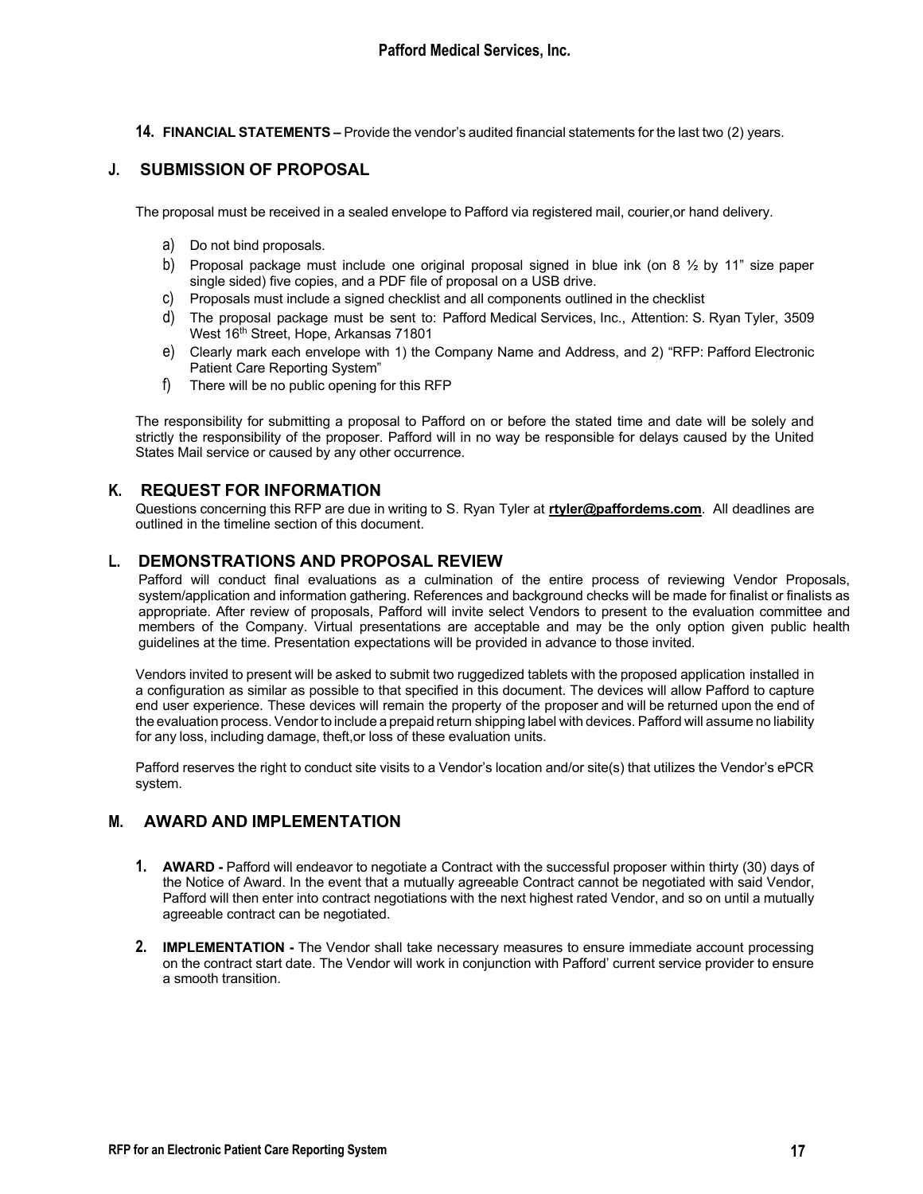**14. FINANCIAL STATEMENTS –** Provide the vendor's audited financial statements for the last two (2) years.

## J. SUBMISSION OF PROPOSAL

The proposal must be received in a sealed envelope to Pafford via registered mail, courier,or hand delivery.

a) Do not bind proposals.
b) Proposal package must include one original proposal signed in blue ink (on 8 ½ by 11" size paper single sided) five copies, and a PDF file of proposal on a USB drive.
c) Proposals must include a signed checklist and all components outlined in the checklist
d) The proposal package must be sent to: Pafford Medical Services, Inc., Attention: S. Ryan Tyler, 3509 West 16th Street, Hope, Arkansas 71801
e) Clearly mark each envelope with 1) the Company Name and Address, and 2) "RFP: Pafford Electronic Patient Care Reporting System"
f) There will be no public opening for this RFP

The responsibility for submitting a proposal to Pafford on or before the stated time and date will be solely and strictly the responsibility of the proposer. Pafford will in no way be responsible for delays caused by the United States Mail service or caused by any other occurrence.

## K. REQUEST FOR INFORMATION

Questions concerning this RFP are due in writing to S. Ryan Tyler at **rtyler@paffordems.com**. All deadlines are outlined in the timeline section of this document.

## L. DEMONSTRATIONS AND PROPOSAL REVIEW

Pafford will conduct final evaluations as a culmination of the entire process of reviewing Vendor Proposals, system/application and information gathering. References and background checks will be made for finalist or finalists as appropriate. After review of proposals, Pafford will invite select Vendors to present to the evaluation committee and members of the Company. Virtual presentations are acceptable and may be the only option given public health guidelines at the time. Presentation expectations will be provided in advance to those invited.

Vendors invited to present will be asked to submit two ruggedized tablets with the proposed application installed in a configuration as similar as possible to that specified in this document. The devices will allow Pafford to capture end user experience. These devices will remain the property of the proposer and will be returned upon the end of the evaluation process. Vendor to include a prepaid return shipping label with devices. Pafford will assume no liability for any loss, including damage, theft,or loss of these evaluation units.

Pafford reserves the right to conduct site visits to a Vendor's location and/or site(s) that utilizes the Vendor's ePCR system.

## M. AWARD AND IMPLEMENTATION

1. **AWARD -** Pafford will endeavor to negotiate a Contract with the successful proposer within thirty (30) days of the Notice of Award. In the event that a mutually agreeable Contract cannot be negotiated with said Vendor, Pafford will then enter into contract negotiations with the next highest rated Vendor, and so on until a mutually agreeable contract can be negotiated.

2. **IMPLEMENTATION -** The Vendor shall take necessary measures to ensure immediate account processing on the contract start date. The Vendor will work in conjunction with Pafford' current service provider to ensure a smooth transition.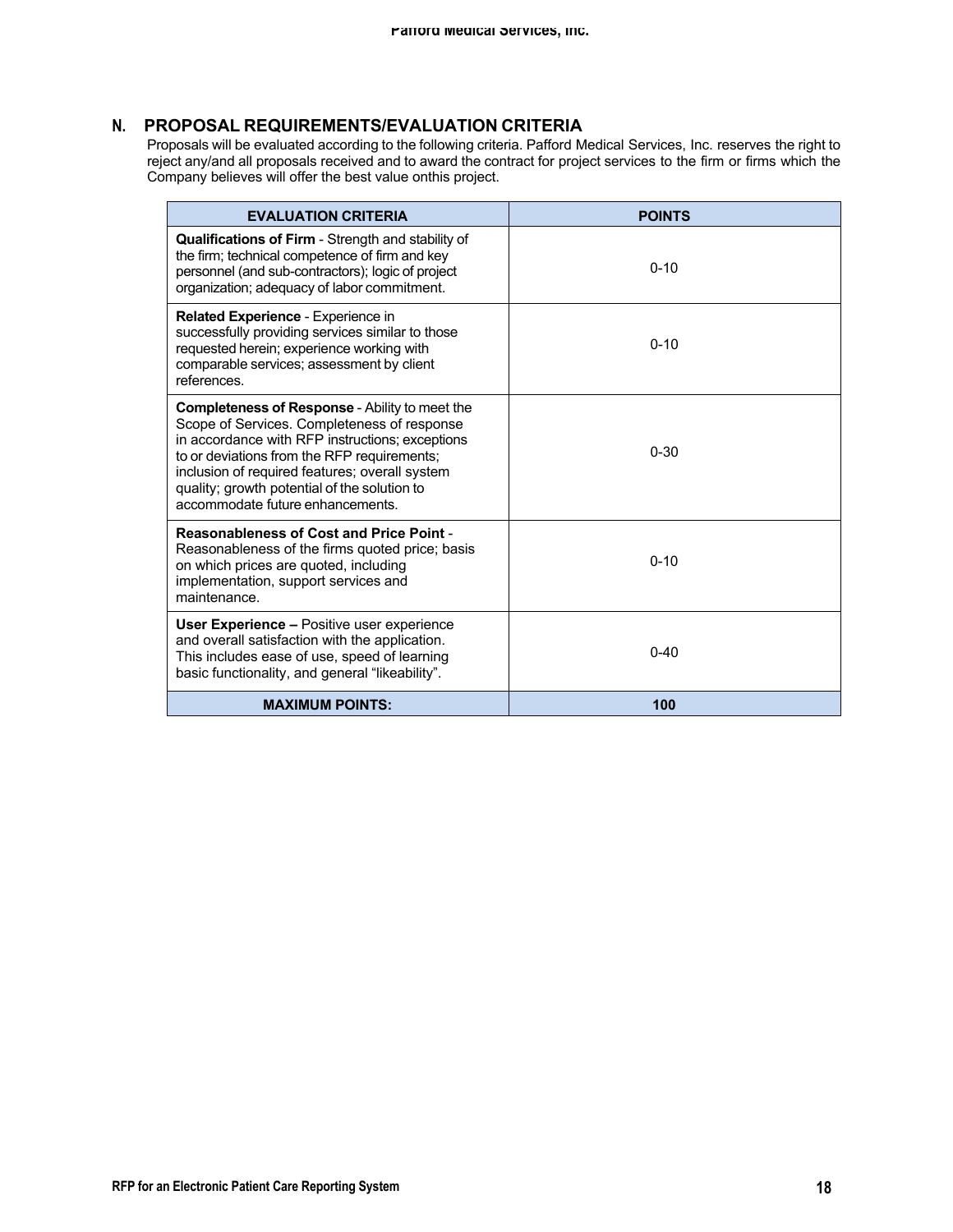## N. PROPOSAL REQUIREMENTS/EVALUATION CRITERIA

Proposals will be evaluated according to the following criteria. Pafford Medical Services, Inc. reserves the right to reject any/and all proposals received and to award the contract for project services to the firm or firms which the Company believes will offer the best value onthis project.

| EVALUATION CRITERIA | POINTS |
|---|---|
| **Qualifications of Firm** - Strength and stability of the firm; technical competence of firm and key personnel (and sub-contractors); logic of project organization; adequacy of labor commitment. | 0-10 |
| **Related Experience** - Experience in successfully providing services similar to those requested herein; experience working with comparable services; assessment by client references. | 0-10 |
| **Completeness of Response** - Ability to meet the Scope of Services. Completeness of response in accordance with RFP instructions; exceptions to or deviations from the RFP requirements; inclusion of required features; overall system quality; growth potential of the solution to accommodate future enhancements. | 0-30 |
| **Reasonableness of Cost and Price Point** - Reasonableness of the firms quoted price; basis on which prices are quoted, including implementation, support services and maintenance. | 0-10 |
| **User Experience –** Positive user experience and overall satisfaction with the application. This includes ease of use, speed of learning basic functionality, and general "likeability". | 0-40 |
| **MAXIMUM POINTS:** | **100** |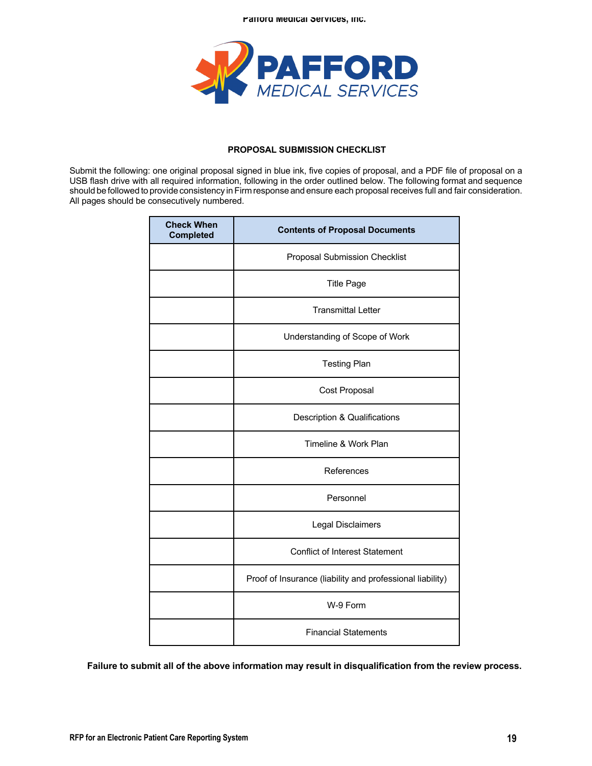## PROPOSAL SUBMISSION CHECKLIST

Submit the following: one original proposal signed in blue ink, five copies of proposal, and a PDF file of proposal on a USB flash drive with all required information, following in the order outlined below. The following format and sequence should be followed to provide consistency in Firm response and ensure each proposal receives full and fair consideration. All pages should be consecutively numbered.

| Check When Completed | Contents of Proposal Documents |
|---|---|
| | Proposal Submission Checklist |
| | Title Page |
| | Transmittal Letter |
| | Understanding of Scope of Work |
| | Testing Plan |
| | Cost Proposal |
| | Description & Qualifications |
| | Timeline & Work Plan |
| | References |
| | Personnel |
| | Legal Disclaimers |
| | Conflict of Interest Statement |
| | Proof of Insurance (liability and professional liability) |
| | W-9 Form |
| | Financial Statements |

**Failure to submit all of the above information may result in disqualification from the review process.**